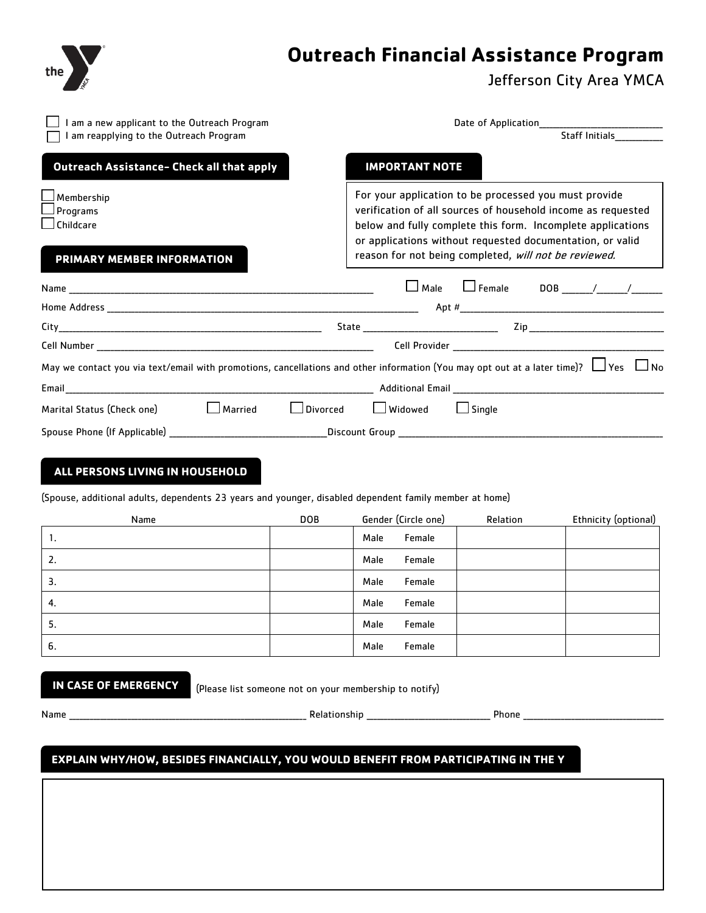# Outreach Financial Assistance Program

Jefferson City Area YMCA

☐ I am a new applicant to the Outreach Program
☐ I am reapplying to the Outreach Program

Date of Application_______________________
Staff Initials_________

## Outreach Assistance- Check all that apply

☐ Membership
☐ Programs
☐ Childcare

## IMPORTANT NOTE

For your application to be processed you must provide verification of all sources of household income as requested below and fully complete this form. Incomplete applications or applications without requested documentation, or valid reason for not being completed, *will not be reviewed.*

## PRIMARY MEMBER INFORMATION

Name ____________________________________________ ☐ Male ☐ Female DOB ______/______/______

Home Address ____________________________________________ Apt #______________________________

City______________________________________ State ____________________ Zip ____________________

Cell Number ______________________________________ Cell Provider ______________________________

May we contact you via text/email with promotions, cancellations and other information (You may opt out at a later time)? ☐ Yes ☐ No

Email______________________________________________ Additional Email ______________________________

Marital Status (Check one) ☐ Married ☐ Divorced ☐ Widowed ☐ Single

Spouse Phone (If Applicable) ________________________Discount Group ________________________________

## ALL PERSONS LIVING IN HOUSEHOLD

(Spouse, additional adults, dependents 23 years and younger, disabled dependent family member at home)

| Name | DOB | Gender (Circle one) | Relation | Ethnicity (optional) |
|---|---|---|---|---|
| 1. | | Male Female | | |
| 2. | | Male Female | | |
| 3. | | Male Female | | |
| 4. | | Male Female | | |
| 5. | | Male Female | | |
| 6. | | Male Female | | |

## IN CASE OF EMERGENCY

(Please list someone not on your membership to notify)

Name ______________________________ Relationship ____________________ Phone ________________________

## EXPLAIN WHY/HOW, BESIDES FINANCIALLY, YOU WOULD BENEFIT FROM PARTICIPATING IN THE Y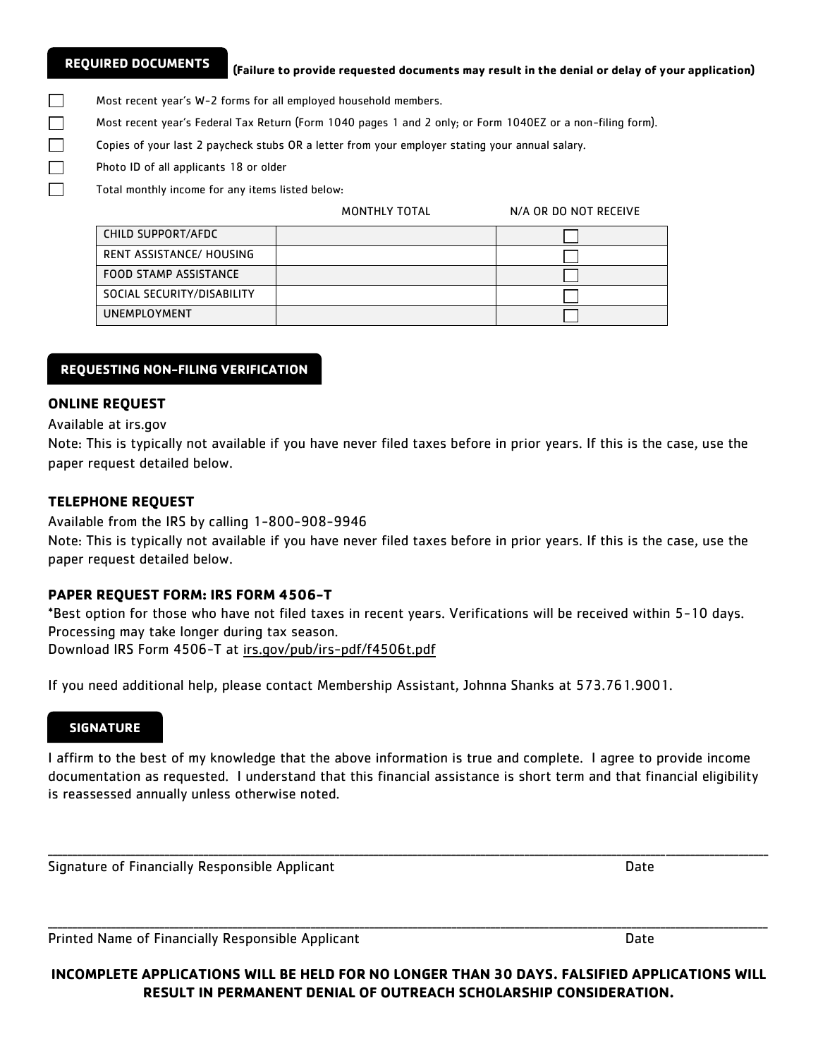## REQUIRED DOCUMENTS

**(Failure to provide requested documents may result in the denial or delay of your application)**

- ☐ Most recent year's W-2 forms for all employed household members.
- ☐ Most recent year's Federal Tax Return (Form 1040 pages 1 and 2 only; or Form 1040EZ or a non-filing form).
- ☐ Copies of your last 2 paycheck stubs OR a letter from your employer stating your annual salary.
- ☐ Photo ID of all applicants 18 or older
- ☐ Total monthly income for any items listed below:

| | MONTHLY TOTAL | N/A OR DO NOT RECEIVE |
|---|---|---|
| CHILD SUPPORT/AFDC | | ☐ |
| RENT ASSISTANCE/ HOUSING | | ☐ |
| FOOD STAMP ASSISTANCE | | ☐ |
| SOCIAL SECURITY/DISABILITY | | ☐ |
| UNEMPLOYMENT | | ☐ |

## REQUESTING NON-FILING VERIFICATION

### ONLINE REQUEST

Available at irs.gov

Note: This is typically not available if you have never filed taxes before in prior years. If this is the case, use the paper request detailed below.

### TELEPHONE REQUEST

Available from the IRS by calling 1-800-908-9946

Note: This is typically not available if you have never filed taxes before in prior years. If this is the case, use the paper request detailed below.

### PAPER REQUEST FORM: IRS FORM 4506-T

*Best option for those who have not filed taxes in recent years. Verifications will be received within 5-10 days. Processing may take longer during tax season.

Download IRS Form 4506-T at irs.gov/pub/irs-pdf/f4506t.pdf

If you need additional help, please contact Membership Assistant, Johnna Shanks at 573.761.9001.

## SIGNATURE

I affirm to the best of my knowledge that the above information is true and complete. I agree to provide income documentation as requested. I understand that this financial assistance is short term and that financial eligibility is reassessed annually unless otherwise noted.

______________________________________________________________________

Signature of Financially Responsible Applicant Date

______________________________________________________________________

Printed Name of Financially Responsible Applicant Date

**INCOMPLETE APPLICATIONS WILL BE HELD FOR NO LONGER THAN 30 DAYS. FALSIFIED APPLICATIONS WILL RESULT IN PERMANENT DENIAL OF OUTREACH SCHOLARSHIP CONSIDERATION.**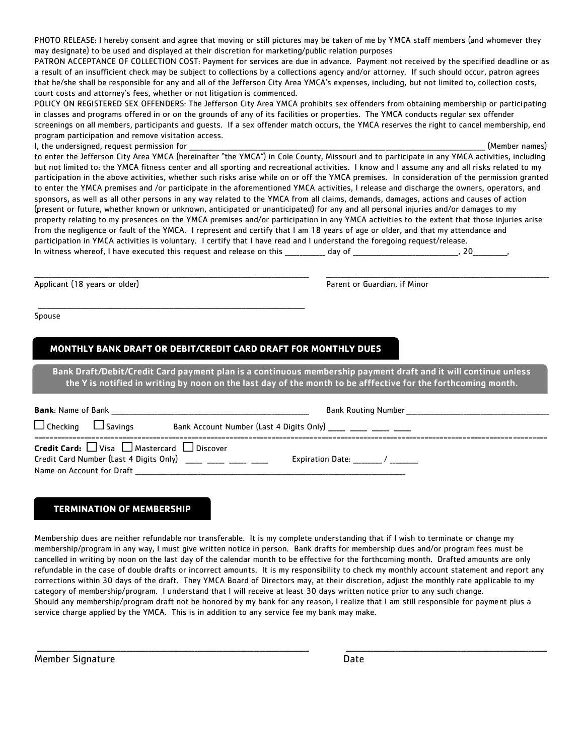PHOTO RELEASE: I hereby consent and agree that moving or still pictures may be taken of me by YMCA staff members (and whomever they may designate) to be used and displayed at their discretion for marketing/public relation purposes

PATRON ACCEPTANCE OF COLLECTION COST: Payment for services are due in advance. Payment not received by the specified deadline or as a result of an insufficient check may be subject to collections by a collections agency and/or attorney. If such should occur, patron agrees that he/she shall be responsible for any and all of the Jefferson City Area YMCA's expenses, including, but not limited to, collection costs, court costs and attorney's fees, whether or not litigation is commenced.

POLICY ON REGISTERED SEX OFFENDERS: The Jefferson City Area YMCA prohibits sex offenders from obtaining membership or participating in classes and programs offered in or on the grounds of any of its facilities or properties. The YMCA conducts regular sex offender screenings on all members, participants and guests. If a sex offender match occurs, the YMCA reserves the right to cancel membership, end program participation and remove visitation access.

I, the undersigned, request permission for ________________________________________________ (Member names) to enter the Jefferson City Area YMCA (hereinafter "the YMCA") in Cole County, Missouri and to participate in any YMCA activities, including but not limited to: the YMCA fitness center and all sporting and recreational activities. I know and I assume any and all risks related to my participation in the above activities, whether such risks arise while on or off the YMCA premises. In consideration of the permission granted to enter the YMCA premises and /or participate in the aforementioned YMCA activities, I release and discharge the owners, operators, and sponsors, as well as all other persons in any way related to the YMCA from all claims, demands, damages, actions and causes of action (present or future, whether known or unknown, anticipated or unanticipated) for any and all personal injuries and/or damages to my property relating to my presences on the YMCA premises and/or participation in any YMCA activities to the extent that those injuries arise from the negligence or fault of the YMCA. I represent and certify that I am 18 years of age or older, and that my attendance and participation in YMCA activities is voluntary. I certify that I have read and I understand the foregoing request/release.

In witness whereof, I have executed this request and release on this _________ day of _________________________, 20________,

______________________________________ Applicant (18 years or older)

______________________________________ Parent or Guardian, if Minor

______________________________________ Spouse

## MONTHLY BANK DRAFT OR DEBIT/CREDIT CARD DRAFT FOR MONTHLY DUES

**Bank Draft/Debit/Credit Card payment plan is a continuous membership payment draft and it will continue unless the Y is notified in writing by noon on the last day of the month to be afffective for the forthcoming month.**

**Bank**: Name of Bank ______________________________ Bank Routing Number ______________________________

☐ Checking ☐ Savings Bank Account Number (Last 4 Digits Only) ____ ____ ____ ____

---

**Credit Card:** ☐ Visa ☐ Mastercard ☐ Discover

Credit Card Number (Last 4 Digits Only) ____ ____ ____ ____ Expiration Date: _______ / _______

Name on Account for Draft ______________________________________________

## TERMINATION OF MEMBERSHIP

Membership dues are neither refundable nor transferable. It is my complete understanding that if I wish to terminate or change my membership/program in any way, I must give written notice in person. Bank drafts for membership dues and/or program fees must be cancelled in writing by noon on the last day of the calendar month to be effective for the forthcoming month. Drafted amounts are only refundable in the case of double drafts or incorrect amounts. It is my responsibility to check my monthly account statement and report any corrections within 30 days of the draft. They YMCA Board of Directors may, at their discretion, adjust the monthly rate applicable to my category of membership/program. I understand that I will receive at least 30 days written notice prior to any such change.

Should any membership/program draft not be honored by my bank for any reason, I realize that I am still responsible for payment plus a service charge applied by the YMCA. This is in addition to any service fee my bank may make.

______________________________________ Member Signature

______________________________________ Date